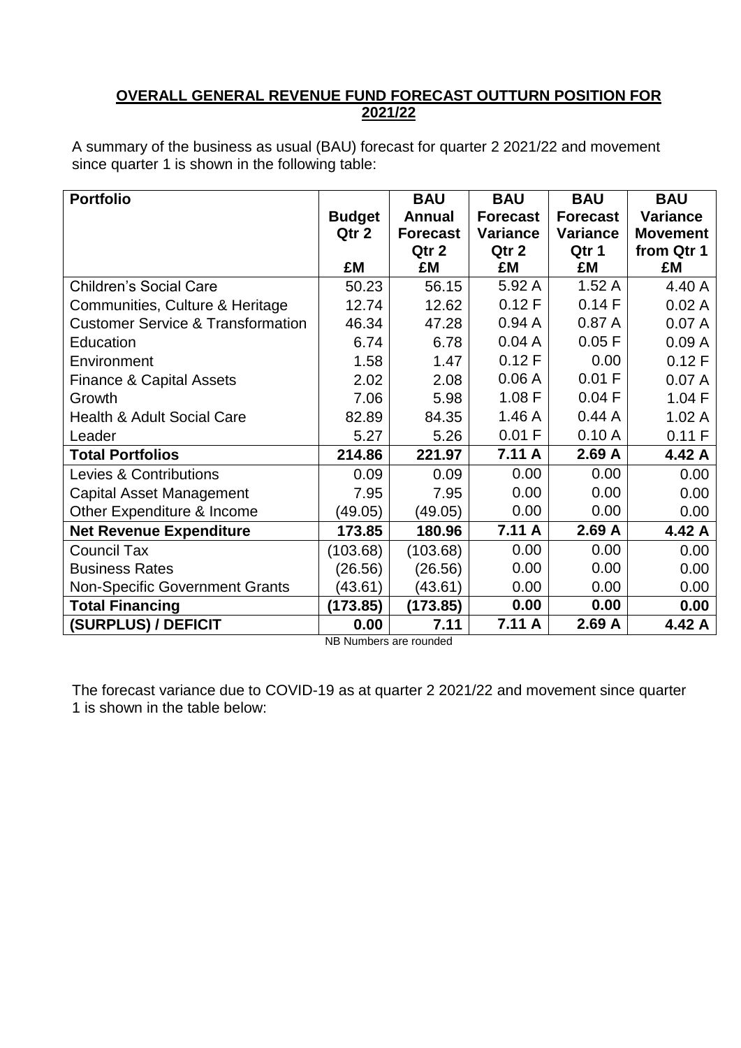## OVERALL GENERAL REVENUE FUND FORECAST OUTTURN POSITION FOR 2021/22

A summary of the business as usual (BAU) forecast for quarter 2 2021/22 and movement since quarter 1 is shown in the following table:

| Portfolio | Budget Qtr 2 £M | BAU Annual Forecast Qtr 2 £M | BAU Forecast Variance Qtr 2 £M | BAU Forecast Variance Qtr 1 £M | BAU Variance Movement from Qtr 1 £M |
|---|---|---|---|---|---|
| Children's Social Care | 50.23 | 56.15 | 5.92 A | 1.52 A | 4.40 A |
| Communities, Culture & Heritage | 12.74 | 12.62 | 0.12 F | 0.14 F | 0.02 A |
| Customer Service & Transformation | 46.34 | 47.28 | 0.94 A | 0.87 A | 0.07 A |
| Education | 6.74 | 6.78 | 0.04 A | 0.05 F | 0.09 A |
| Environment | 1.58 | 1.47 | 0.12 F | 0.00 | 0.12 F |
| Finance & Capital Assets | 2.02 | 2.08 | 0.06 A | 0.01 F | 0.07 A |
| Growth | 7.06 | 5.98 | 1.08 F | 0.04 F | 1.04 F |
| Health & Adult Social Care | 82.89 | 84.35 | 1.46 A | 0.44 A | 1.02 A |
| Leader | 5.27 | 5.26 | 0.01 F | 0.10 A | 0.11 F |
| **Total Portfolios** | **214.86** | **221.97** | **7.11 A** | **2.69 A** | **4.42 A** |
| Levies & Contributions | 0.09 | 0.09 | 0.00 | 0.00 | 0.00 |
| Capital Asset Management | 7.95 | 7.95 | 0.00 | 0.00 | 0.00 |
| Other Expenditure & Income | (49.05) | (49.05) | 0.00 | 0.00 | 0.00 |
| **Net Revenue Expenditure** | **173.85** | **180.96** | **7.11 A** | **2.69 A** | **4.42 A** |
| Council Tax | (103.68) | (103.68) | 0.00 | 0.00 | 0.00 |
| Business Rates | (26.56) | (26.56) | 0.00 | 0.00 | 0.00 |
| Non-Specific Government Grants | (43.61) | (43.61) | 0.00 | 0.00 | 0.00 |
| **Total Financing** | **(173.85)** | **(173.85)** | **0.00** | **0.00** | **0.00** |
| **(SURPLUS) / DEFICIT** | **0.00** | **7.11** | **7.11 A** | **2.69 A** | **4.42 A** |

NB Numbers are rounded

The forecast variance due to COVID-19 as at quarter 2 2021/22 and movement since quarter 1 is shown in the table below: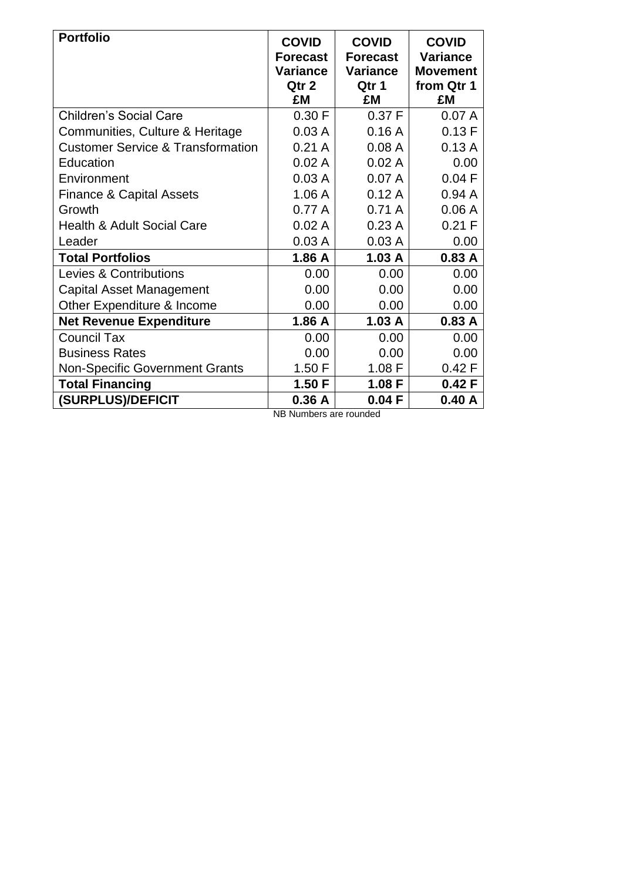| **Portfolio** | **COVID Forecast Variance Qtr 2 £M** | **COVID Forecast Variance Qtr 1 £M** | **COVID Variance Movement from Qtr 1 £M** |
|---|---|---|---|
| Children's Social Care | 0.30 F | 0.37 F | 0.07 A |
| Communities, Culture & Heritage | 0.03 A | 0.16 A | 0.13 F |
| Customer Service & Transformation | 0.21 A | 0.08 A | 0.13 A |
| Education | 0.02 A | 0.02 A | 0.00 |
| Environment | 0.03 A | 0.07 A | 0.04 F |
| Finance & Capital Assets | 1.06 A | 0.12 A | 0.94 A |
| Growth | 0.77 A | 0.71 A | 0.06 A |
| Health & Adult Social Care | 0.02 A | 0.23 A | 0.21 F |
| Leader | 0.03 A | 0.03 A | 0.00 |
| **Total Portfolios** | **1.86 A** | **1.03 A** | **0.83 A** |
| Levies & Contributions | 0.00 | 0.00 | 0.00 |
| Capital Asset Management | 0.00 | 0.00 | 0.00 |
| Other Expenditure & Income | 0.00 | 0.00 | 0.00 |
| **Net Revenue Expenditure** | **1.86 A** | **1.03 A** | **0.83 A** |
| Council Tax | 0.00 | 0.00 | 0.00 |
| Business Rates | 0.00 | 0.00 | 0.00 |
| Non-Specific Government Grants | 1.50 F | 1.08 F | 0.42 F |
| **Total Financing** | **1.50 F** | **1.08 F** | **0.42 F** |
| **(SURPLUS)/DEFICIT** | **0.36 A** | **0.04 F** | **0.40 A** |

NB Numbers are rounded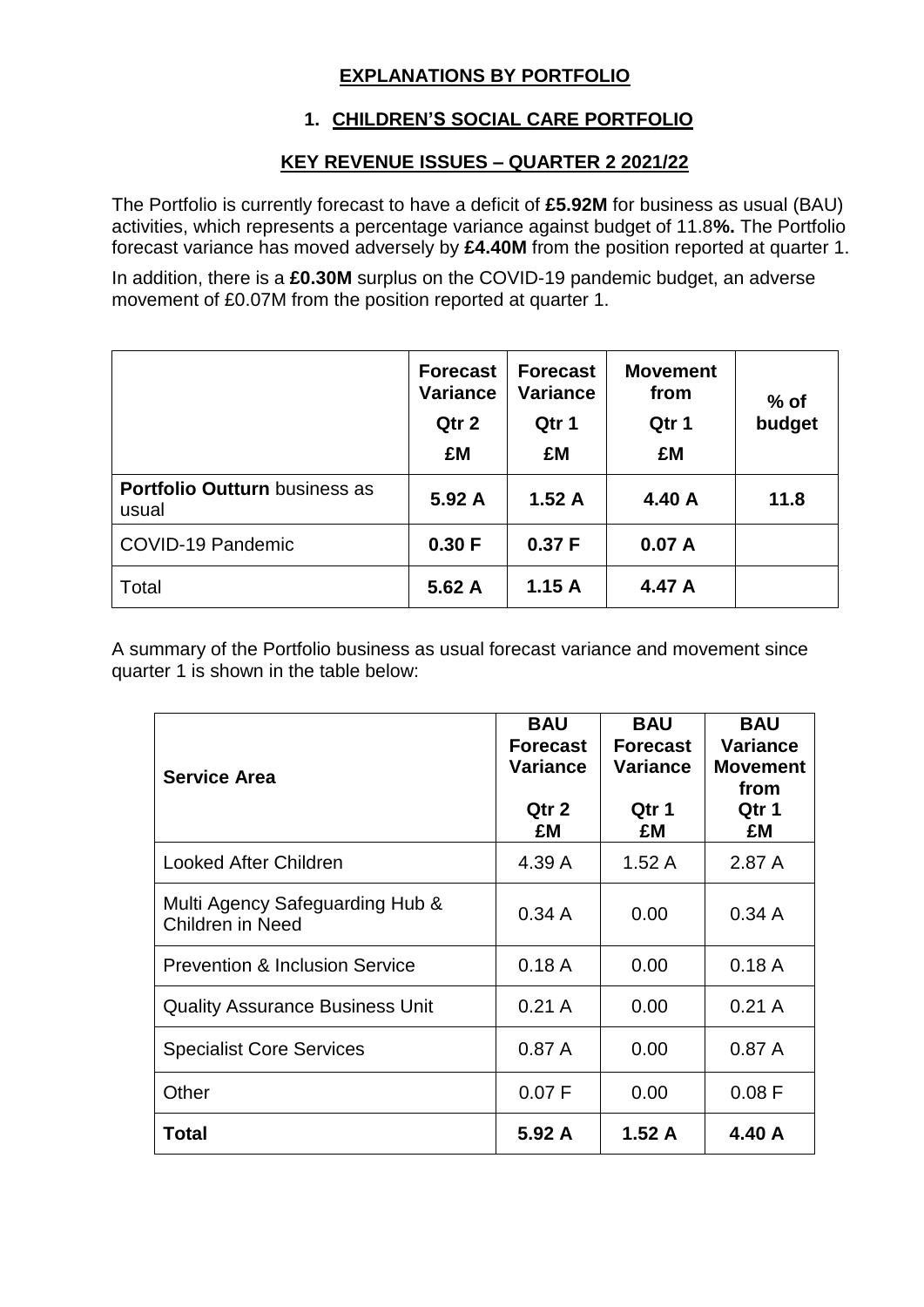# EXPLANATIONS BY PORTFOLIO

## 1. CHILDREN'S SOCIAL CARE PORTFOLIO

### KEY REVENUE ISSUES – QUARTER 2 2021/22

The Portfolio is currently forecast to have a deficit of **£5.92M** for business as usual (BAU) activities, which represents a percentage variance against budget of 11.8**%.** The Portfolio forecast variance has moved adversely by **£4.40M** from the position reported at quarter 1.

In addition, there is a **£0.30M** surplus on the COVID-19 pandemic budget, an adverse movement of £0.07M from the position reported at quarter 1.

| | **Forecast Variance Qtr 2 £M** | **Forecast Variance Qtr 1 £M** | **Movement from Qtr 1 £M** | **% of budget** |
|---|---|---|---|---|
| **Portfolio Outturn** business as usual | **5.92 A** | **1.52 A** | **4.40 A** | **11.8** |
| COVID-19 Pandemic | **0.30 F** | **0.37 F** | **0.07 A** | |
| Total | **5.62 A** | **1.15 A** | **4.47 A** | |

A summary of the Portfolio business as usual forecast variance and movement since quarter 1 is shown in the table below:

| **Service Area** | **BAU Forecast Variance Qtr 2 £M** | **BAU Forecast Variance Qtr 1 £M** | **BAU Variance Movement from Qtr 1 £M** |
|---|---|---|---|
| Looked After Children | 4.39 A | 1.52 A | 2.87 A |
| Multi Agency Safeguarding Hub & Children in Need | 0.34 A | 0.00 | 0.34 A |
| Prevention & Inclusion Service | 0.18 A | 0.00 | 0.18 A |
| Quality Assurance Business Unit | 0.21 A | 0.00 | 0.21 A |
| Specialist Core Services | 0.87 A | 0.00 | 0.87 A |
| Other | 0.07 F | 0.00 | 0.08 F |
| **Total** | **5.92 A** | **1.52 A** | **4.40 A** |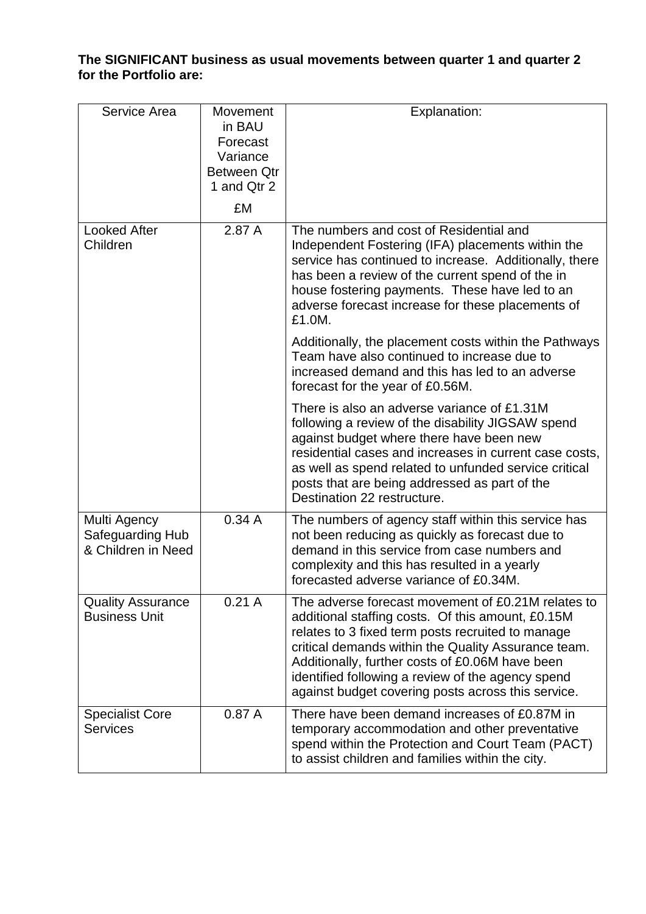**The SIGNIFICANT business as usual movements between quarter 1 and quarter 2 for the Portfolio are:**

| Service Area | Movement in BAU Forecast Variance Between Qtr 1 and Qtr 2<br><br>£M | Explanation: |
|---|---|---|
| Looked After Children | 2.87 A | The numbers and cost of Residential and Independent Fostering (IFA) placements within the service has continued to increase. Additionally, there has been a review of the current spend of the in house fostering payments. These have led to an adverse forecast increase for these placements of £1.0M.<br><br>Additionally, the placement costs within the Pathways Team have also continued to increase due to increased demand and this has led to an adverse forecast for the year of £0.56M.<br><br>There is also an adverse variance of £1.31M following a review of the disability JIGSAW spend against budget where there have been new residential cases and increases in current case costs, as well as spend related to unfunded service critical posts that are being addressed as part of the Destination 22 restructure. |
| Multi Agency Safeguarding Hub & Children in Need | 0.34 A | The numbers of agency staff within this service has not been reducing as quickly as forecast due to demand in this service from case numbers and complexity and this has resulted in a yearly forecasted adverse variance of £0.34M. |
| Quality Assurance Business Unit | 0.21 A | The adverse forecast movement of £0.21M relates to additional staffing costs. Of this amount, £0.15M relates to 3 fixed term posts recruited to manage critical demands within the Quality Assurance team. Additionally, further costs of £0.06M have been identified following a review of the agency spend against budget covering posts across this service. |
| Specialist Core Services | 0.87 A | There have been demand increases of £0.87M in temporary accommodation and other preventative spend within the Protection and Court Team (PACT) to assist children and families within the city. |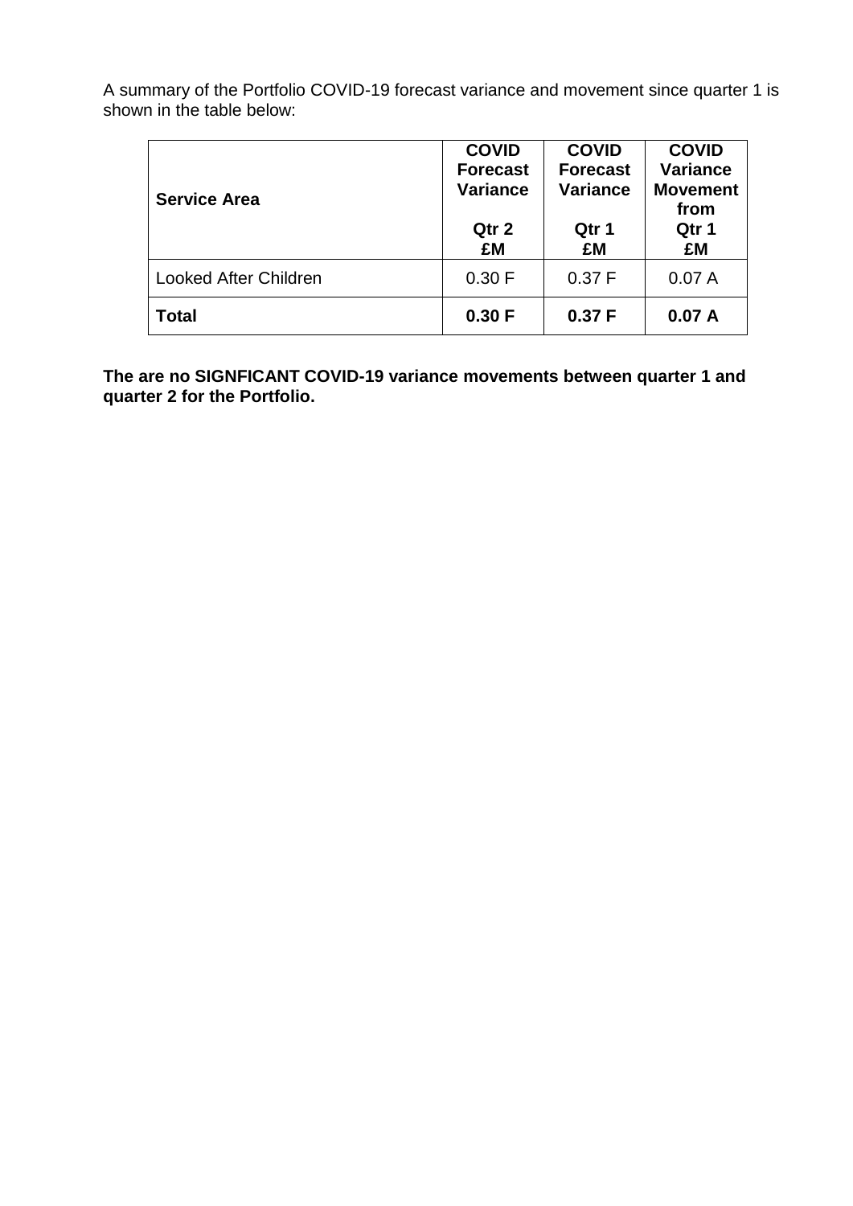A summary of the Portfolio COVID-19 forecast variance and movement since quarter 1 is shown in the table below:

| Service Area | COVID Forecast Variance Qtr 2 £M | COVID Forecast Variance Qtr 1 £M | COVID Variance Movement from Qtr 1 £M |
|---|---|---|---|
| Looked After Children | 0.30 F | 0.37 F | 0.07 A |
| **Total** | **0.30 F** | **0.37 F** | **0.07 A** |

**The are no SIGNFICANT COVID-19 variance movements between quarter 1 and quarter 2 for the Portfolio.**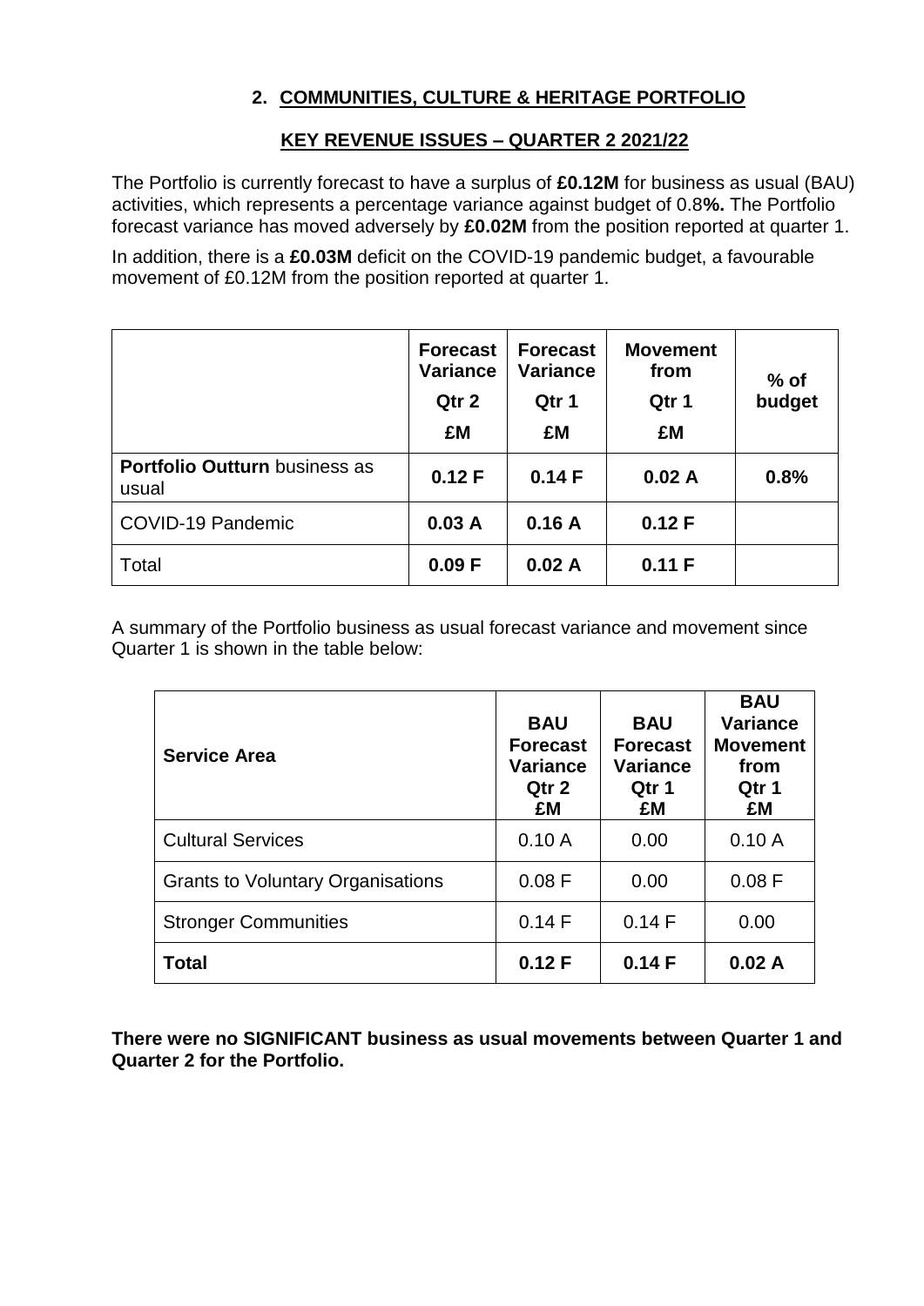## 2. COMMUNITIES, CULTURE & HERITAGE PORTFOLIO

### KEY REVENUE ISSUES – QUARTER 2 2021/22

The Portfolio is currently forecast to have a surplus of **£0.12M** for business as usual (BAU) activities, which represents a percentage variance against budget of 0.8**%.** The Portfolio forecast variance has moved adversely by **£0.02M** from the position reported at quarter 1.

In addition, there is a **£0.03M** deficit on the COVID-19 pandemic budget, a favourable movement of £0.12M from the position reported at quarter 1.

| | Forecast Variance Qtr 2 £M | Forecast Variance Qtr 1 £M | Movement from Qtr 1 £M | % of budget |
|---|---|---|---|---|
| **Portfolio Outturn** business as usual | **0.12 F** | **0.14 F** | **0.02 A** | **0.8%** |
| COVID-19 Pandemic | **0.03 A** | **0.16 A** | **0.12 F** | |
| Total | **0.09 F** | **0.02 A** | **0.11 F** | |

A summary of the Portfolio business as usual forecast variance and movement since Quarter 1 is shown in the table below:

| Service Area | BAU Forecast Variance Qtr 2 £M | BAU Forecast Variance Qtr 1 £M | BAU Variance Movement from Qtr 1 £M |
|---|---|---|---|
| Cultural Services | 0.10 A | 0.00 | 0.10 A |
| Grants to Voluntary Organisations | 0.08 F | 0.00 | 0.08 F |
| Stronger Communities | 0.14 F | 0.14 F | 0.00 |
| **Total** | **0.12 F** | **0.14 F** | **0.02 A** |

**There were no SIGNIFICANT business as usual movements between Quarter 1 and Quarter 2 for the Portfolio.**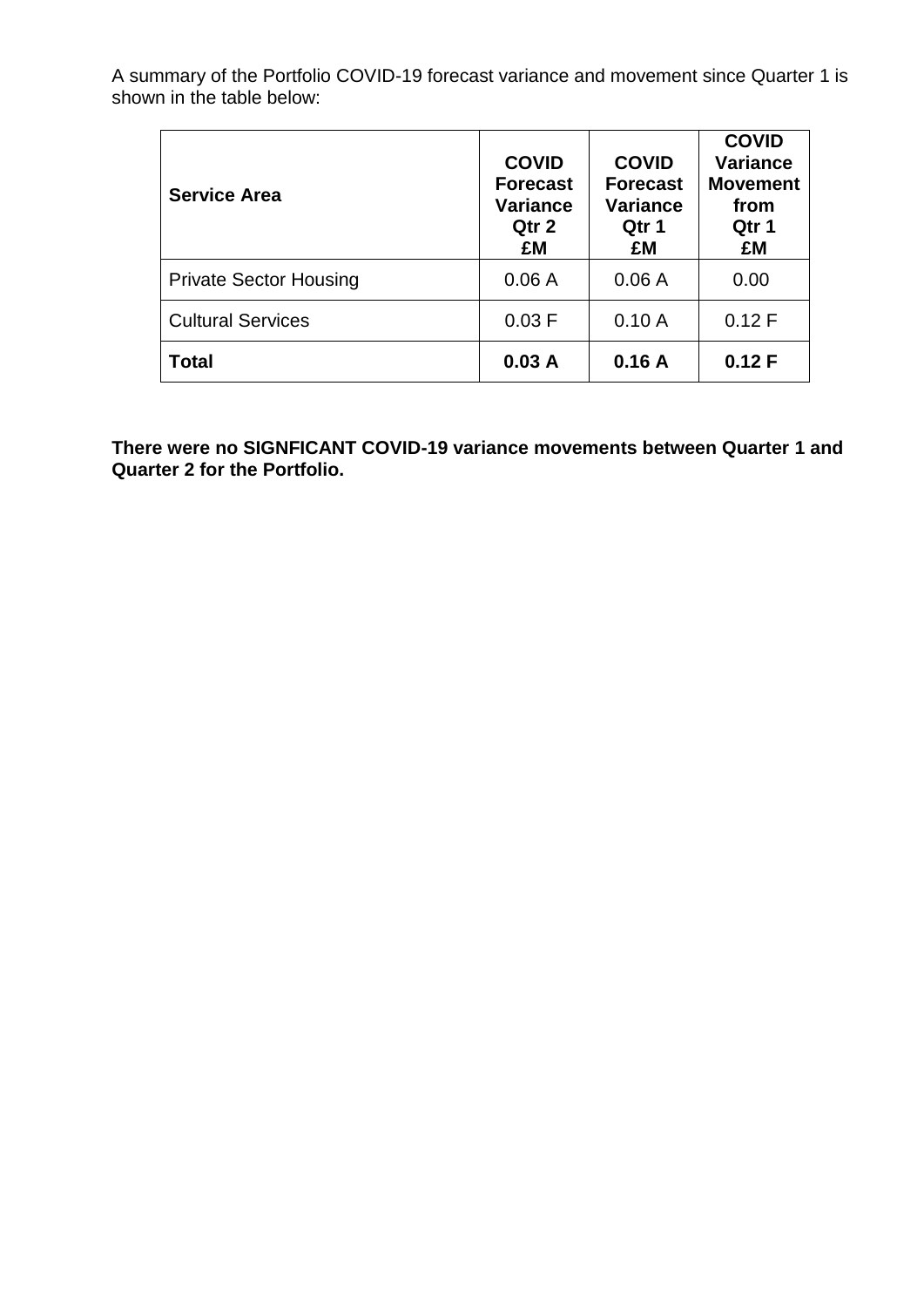A summary of the Portfolio COVID-19 forecast variance and movement since Quarter 1 is shown in the table below:

| Service Area | COVID Forecast Variance Qtr 2 £M | COVID Forecast Variance Qtr 1 £M | COVID Variance Movement from Qtr 1 £M |
|---|---|---|---|
| Private Sector Housing | 0.06 A | 0.06 A | 0.00 |
| Cultural Services | 0.03 F | 0.10 A | 0.12 F |
| **Total** | **0.03 A** | **0.16 A** | **0.12 F** |

**There were no SIGNFICANT COVID-19 variance movements between Quarter 1 and Quarter 2 for the Portfolio.**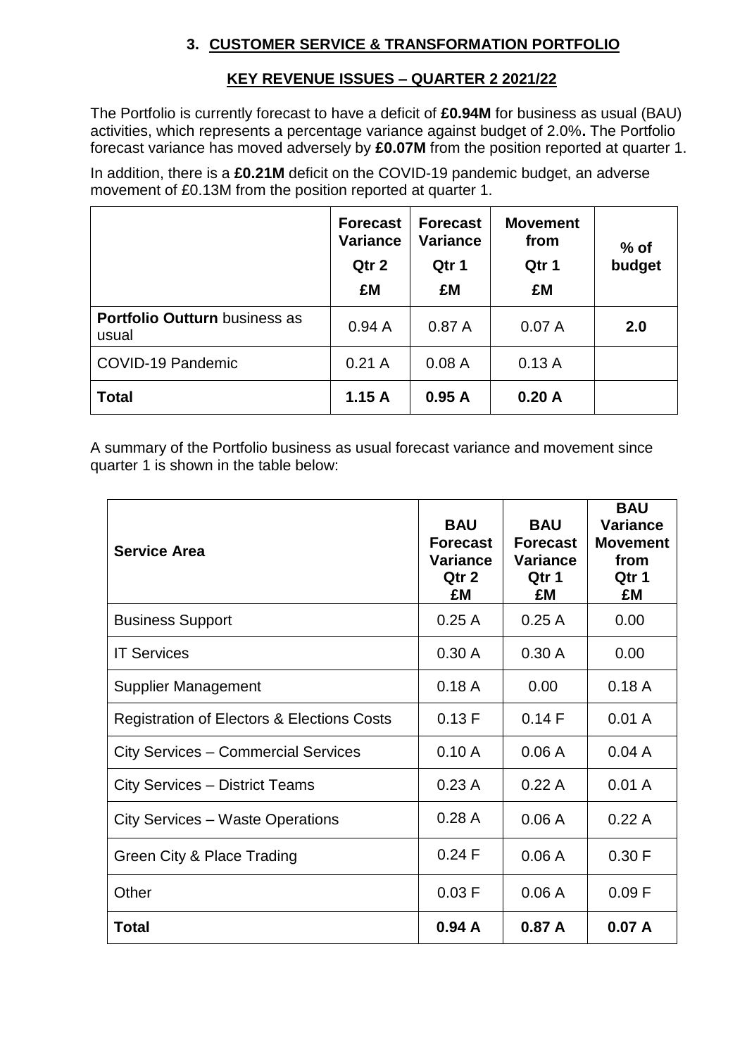## 3. CUSTOMER SERVICE & TRANSFORMATION PORTFOLIO

### KEY REVENUE ISSUES – QUARTER 2 2021/22

The Portfolio is currently forecast to have a deficit of **£0.94M** for business as usual (BAU) activities, which represents a percentage variance against budget of 2.0%**.** The Portfolio forecast variance has moved adversely by **£0.07M** from the position reported at quarter 1.

In addition, there is a **£0.21M** deficit on the COVID-19 pandemic budget, an adverse movement of £0.13M from the position reported at quarter 1.

| | Forecast Variance Qtr 2 £M | Forecast Variance Qtr 1 £M | Movement from Qtr 1 £M | % of budget |
|---|---|---|---|---|
| **Portfolio Outturn** business as usual | 0.94 A | 0.87 A | 0.07 A | **2.0** |
| COVID-19 Pandemic | 0.21 A | 0.08 A | 0.13 A | |
| **Total** | **1.15 A** | **0.95 A** | **0.20 A** | |

A summary of the Portfolio business as usual forecast variance and movement since quarter 1 is shown in the table below:

| Service Area | BAU Forecast Variance Qtr 2 £M | BAU Forecast Variance Qtr 1 £M | BAU Variance Movement from Qtr 1 £M |
|---|---|---|---|
| Business Support | 0.25 A | 0.25 A | 0.00 |
| IT Services | 0.30 A | 0.30 A | 0.00 |
| Supplier Management | 0.18 A | 0.00 | 0.18 A |
| Registration of Electors & Elections Costs | 0.13 F | 0.14 F | 0.01 A |
| City Services – Commercial Services | 0.10 A | 0.06 A | 0.04 A |
| City Services – District Teams | 0.23 A | 0.22 A | 0.01 A |
| City Services – Waste Operations | 0.28 A | 0.06 A | 0.22 A |
| Green City & Place Trading | 0.24 F | 0.06 A | 0.30 F |
| Other | 0.03 F | 0.06 A | 0.09 F |
| **Total** | **0.94 A** | **0.87 A** | **0.07 A** |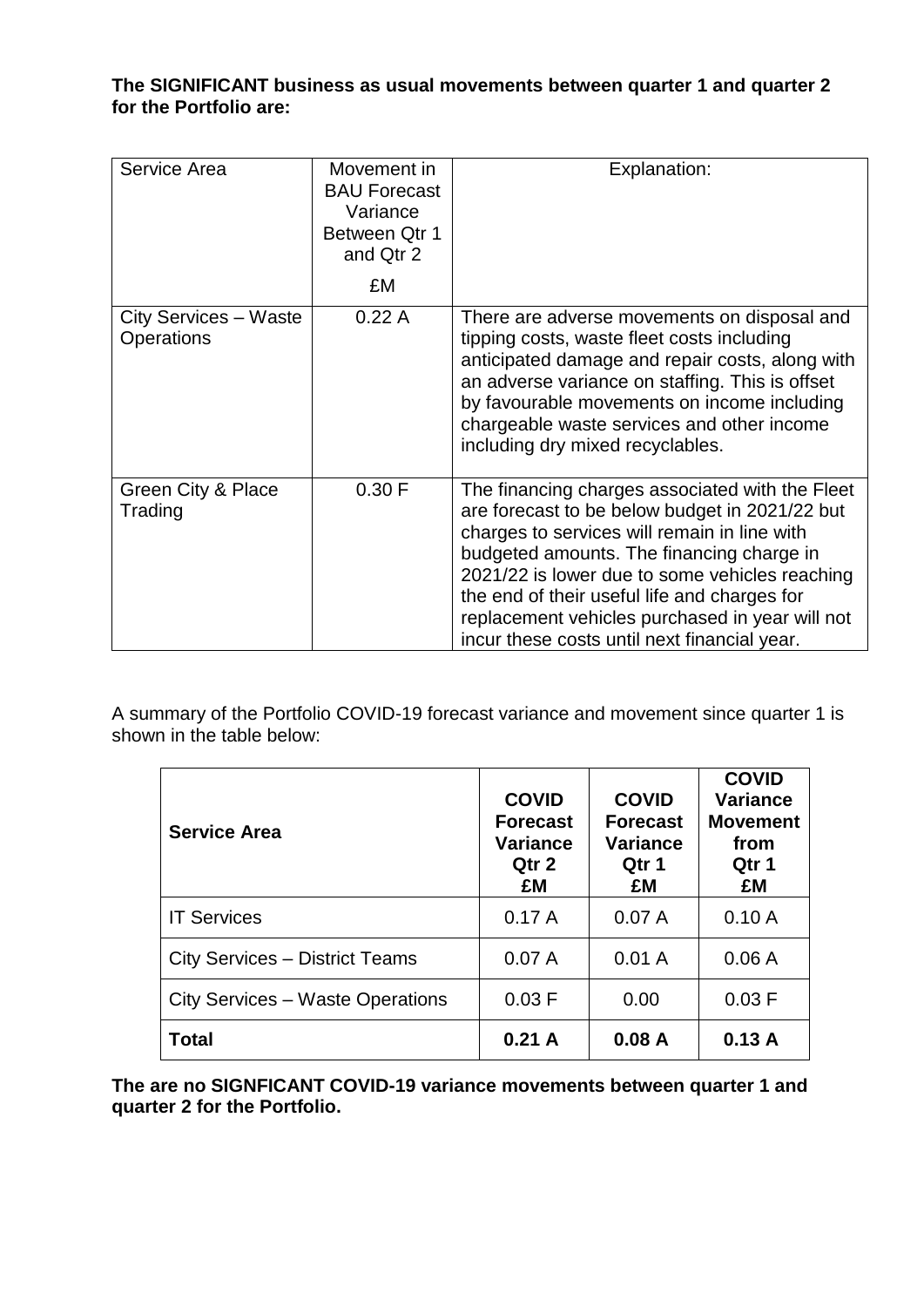**The SIGNIFICANT business as usual movements between quarter 1 and quarter 2 for the Portfolio are:**

| Service Area | Movement in BAU Forecast Variance Between Qtr 1 and Qtr 2<br><br>£M | Explanation: |
|---|---|---|
| City Services – Waste Operations | 0.22 A | There are adverse movements on disposal and tipping costs, waste fleet costs including anticipated damage and repair costs, along with an adverse variance on staffing. This is offset by favourable movements on income including chargeable waste services and other income including dry mixed recyclables. |
| Green City & Place Trading | 0.30 F | The financing charges associated with the Fleet are forecast to be below budget in 2021/22 but charges to services will remain in line with budgeted amounts. The financing charge in 2021/22 is lower due to some vehicles reaching the end of their useful life and charges for replacement vehicles purchased in year will not incur these costs until next financial year. |

A summary of the Portfolio COVID-19 forecast variance and movement since quarter 1 is shown in the table below:

| **Service Area** | **COVID Forecast Variance Qtr 2 £M** | **COVID Forecast Variance Qtr 1 £M** | **COVID Variance Movement from Qtr 1 £M** |
|---|---|---|---|
| IT Services | 0.17 A | 0.07 A | 0.10 A |
| City Services – District Teams | 0.07 A | 0.01 A | 0.06 A |
| City Services – Waste Operations | 0.03 F | 0.00 | 0.03 F |
| **Total** | **0.21 A** | **0.08 A** | **0.13 A** |

**The are no SIGNFICANT COVID-19 variance movements between quarter 1 and quarter 2 for the Portfolio.**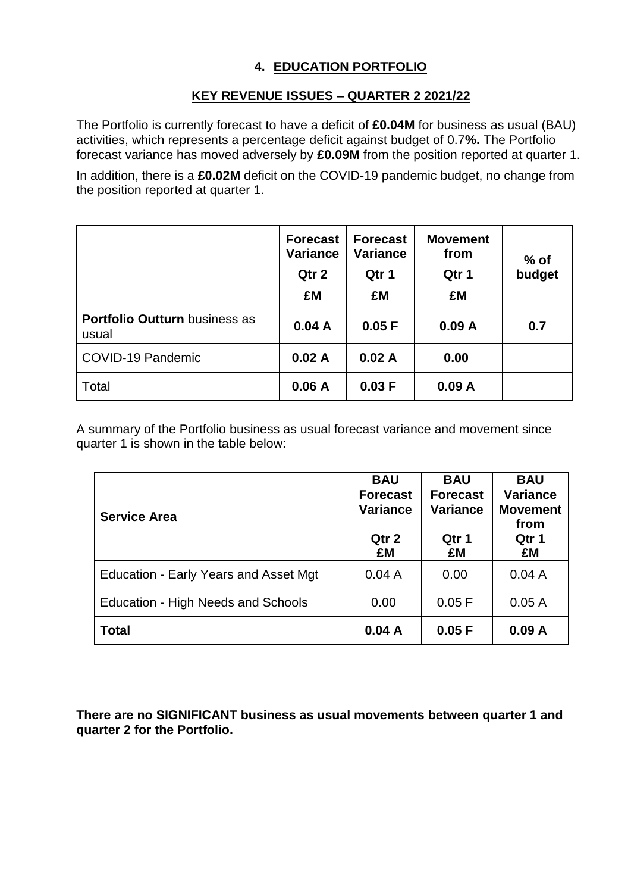## 4. EDUCATION PORTFOLIO

### KEY REVENUE ISSUES – QUARTER 2 2021/22

The Portfolio is currently forecast to have a deficit of **£0.04M** for business as usual (BAU) activities, which represents a percentage deficit against budget of 0.7**%.** The Portfolio forecast variance has moved adversely by **£0.09M** from the position reported at quarter 1.

In addition, there is a **£0.02M** deficit on the COVID-19 pandemic budget, no change from the position reported at quarter 1.

| | **Forecast Variance Qtr 2 £M** | **Forecast Variance Qtr 1 £M** | **Movement from Qtr 1 £M** | **% of budget** |
|---|---|---|---|---|
| **Portfolio Outturn** business as usual | **0.04 A** | **0.05 F** | **0.09 A** | **0.7** |
| COVID-19 Pandemic | **0.02 A** | **0.02 A** | **0.00** | |
| Total | **0.06 A** | **0.03 F** | **0.09 A** | |

A summary of the Portfolio business as usual forecast variance and movement since quarter 1 is shown in the table below:

| **Service Area** | **BAU Forecast Variance Qtr 2 £M** | **BAU Forecast Variance Qtr 1 £M** | **BAU Variance Movement from Qtr 1 £M** |
|---|---|---|---|
| Education - Early Years and Asset Mgt | 0.04 A | 0.00 | 0.04 A |
| Education - High Needs and Schools | 0.00 | 0.05 F | 0.05 A |
| **Total** | **0.04 A** | **0.05 F** | **0.09 A** |

**There are no SIGNIFICANT business as usual movements between quarter 1 and quarter 2 for the Portfolio.**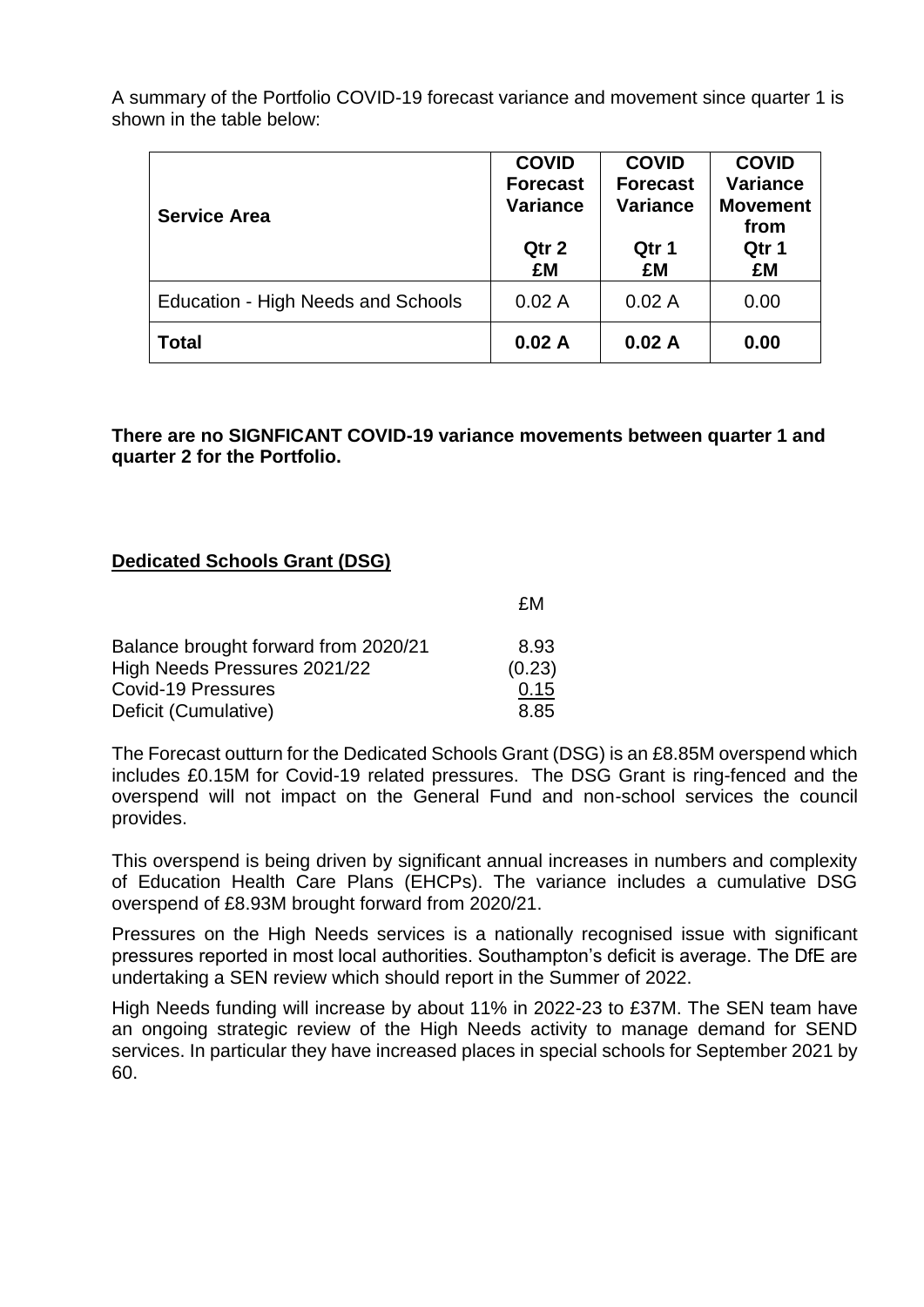A summary of the Portfolio COVID-19 forecast variance and movement since quarter 1 is shown in the table below:

| Service Area | COVID Forecast Variance<br>Qtr 2<br>£M | COVID Forecast Variance<br>Qtr 1<br>£M | COVID Variance Movement from<br>Qtr 1<br>£M |
|---|---|---|---|
| Education - High Needs and Schools | 0.02 A | 0.02 A | 0.00 |
| **Total** | **0.02 A** | **0.02 A** | **0.00** |

**There are no SIGNFICANT COVID-19 variance movements between quarter 1 and quarter 2 for the Portfolio.**

**Dedicated Schools Grant (DSG)**

| | £M |
|---|---|
| Balance brought forward from 2020/21 | 8.93 |
| High Needs Pressures 2021/22 | (0.23) |
| Covid-19 Pressures | 0.15 |
| Deficit (Cumulative) | 8.85 |

The Forecast outturn for the Dedicated Schools Grant (DSG) is an £8.85M overspend which includes £0.15M for Covid-19 related pressures. The DSG Grant is ring-fenced and the overspend will not impact on the General Fund and non-school services the council provides.

This overspend is being driven by significant annual increases in numbers and complexity of Education Health Care Plans (EHCPs). The variance includes a cumulative DSG overspend of £8.93M brought forward from 2020/21.

Pressures on the High Needs services is a nationally recognised issue with significant pressures reported in most local authorities. Southampton's deficit is average. The DfE are undertaking a SEN review which should report in the Summer of 2022.

High Needs funding will increase by about 11% in 2022-23 to £37M. The SEN team have an ongoing strategic review of the High Needs activity to manage demand for SEND services. In particular they have increased places in special schools for September 2021 by 60.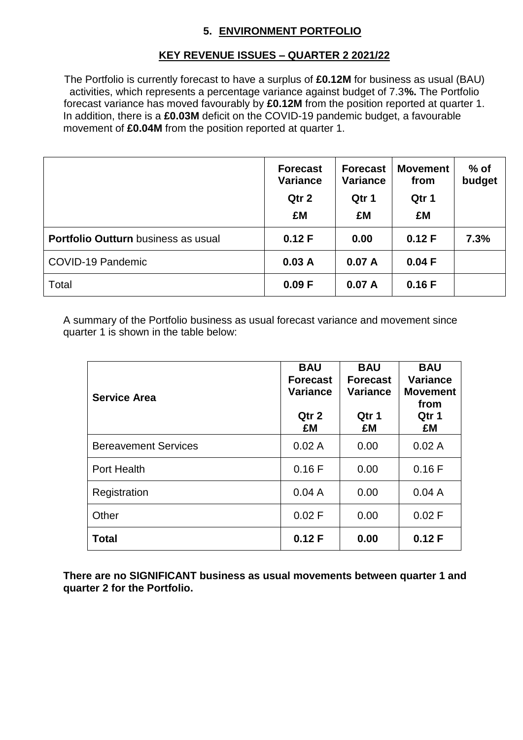## 5. ENVIRONMENT PORTFOLIO

### KEY REVENUE ISSUES – QUARTER 2 2021/22

The Portfolio is currently forecast to have a surplus of **£0.12M** for business as usual (BAU) activities, which represents a percentage variance against budget of 7.3**%.** The Portfolio forecast variance has moved favourably by **£0.12M** from the position reported at quarter 1. In addition, there is a **£0.03M** deficit on the COVID-19 pandemic budget, a favourable movement of **£0.04M** from the position reported at quarter 1.

| | **Forecast Variance Qtr 2 £M** | **Forecast Variance Qtr 1 £M** | **Movement from Qtr 1 £M** | **% of budget** |
|---|---|---|---|---|
| **Portfolio Outturn** business as usual | **0.12 F** | **0.00** | **0.12 F** | **7.3%** |
| COVID-19 Pandemic | **0.03 A** | **0.07 A** | **0.04 F** | |
| Total | **0.09 F** | **0.07 A** | **0.16 F** | |

A summary of the Portfolio business as usual forecast variance and movement since quarter 1 is shown in the table below:

| **Service Area** | **BAU Forecast Variance Qtr 2 £M** | **BAU Forecast Variance Qtr 1 £M** | **BAU Variance Movement from Qtr 1 £M** |
|---|---|---|---|
| Bereavement Services | 0.02 A | 0.00 | 0.02 A |
| Port Health | 0.16 F | 0.00 | 0.16 F |
| Registration | 0.04 A | 0.00 | 0.04 A |
| Other | 0.02 F | 0.00 | 0.02 F |
| **Total** | **0.12 F** | **0.00** | **0.12 F** |

**There are no SIGNIFICANT business as usual movements between quarter 1 and quarter 2 for the Portfolio.**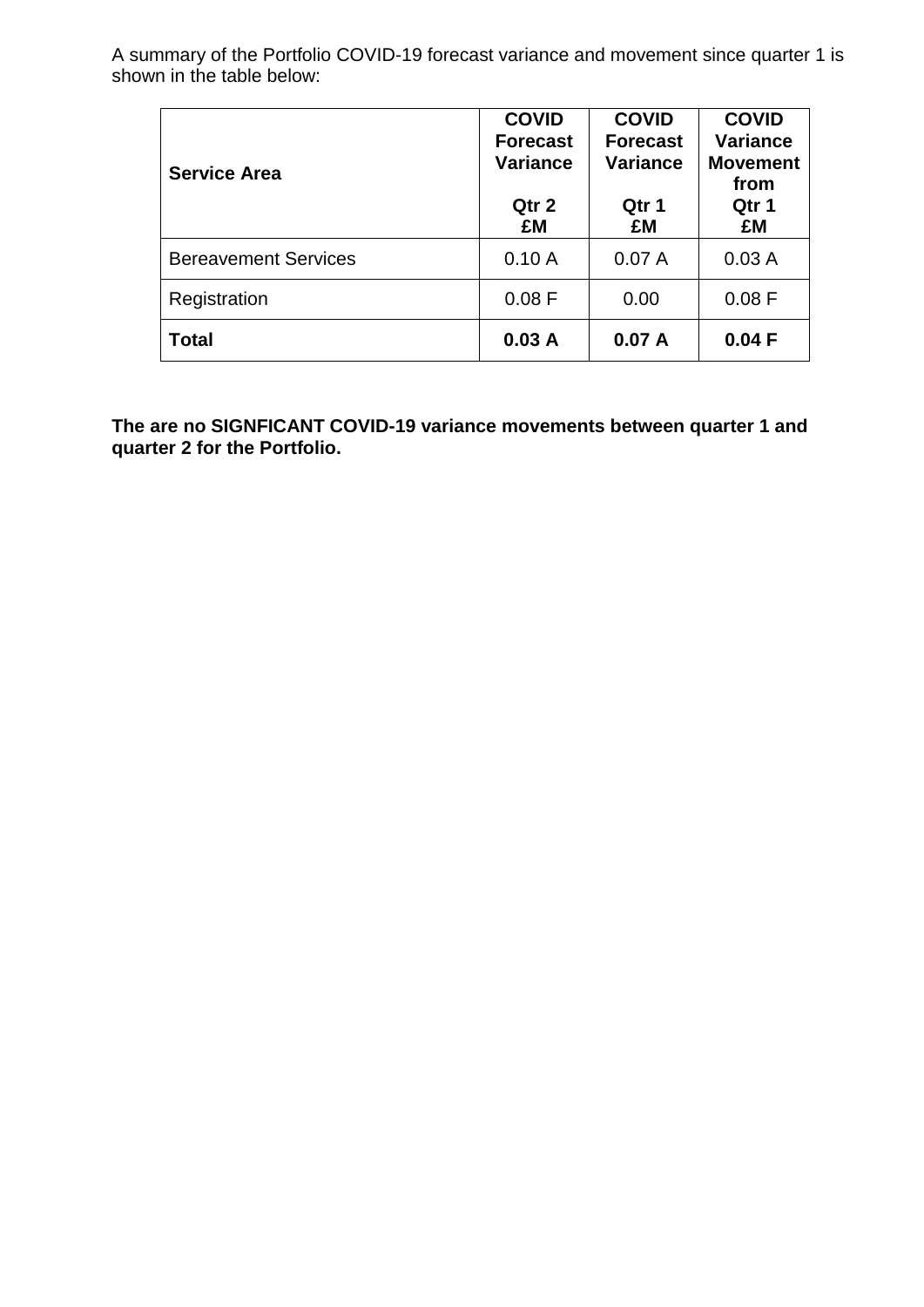A summary of the Portfolio COVID-19 forecast variance and movement since quarter 1 is shown in the table below:

| Service Area | COVID Forecast Variance<br>Qtr 2<br>£M | COVID Forecast Variance<br>Qtr 1<br>£M | COVID Variance Movement from<br>Qtr 1<br>£M |
|---|---|---|---|
| Bereavement Services | 0.10 A | 0.07 A | 0.03 A |
| Registration | 0.08 F | 0.00 | 0.08 F |
| **Total** | **0.03 A** | **0.07 A** | **0.04 F** |

**The are no SIGNFICANT COVID-19 variance movements between quarter 1 and quarter 2 for the Portfolio.**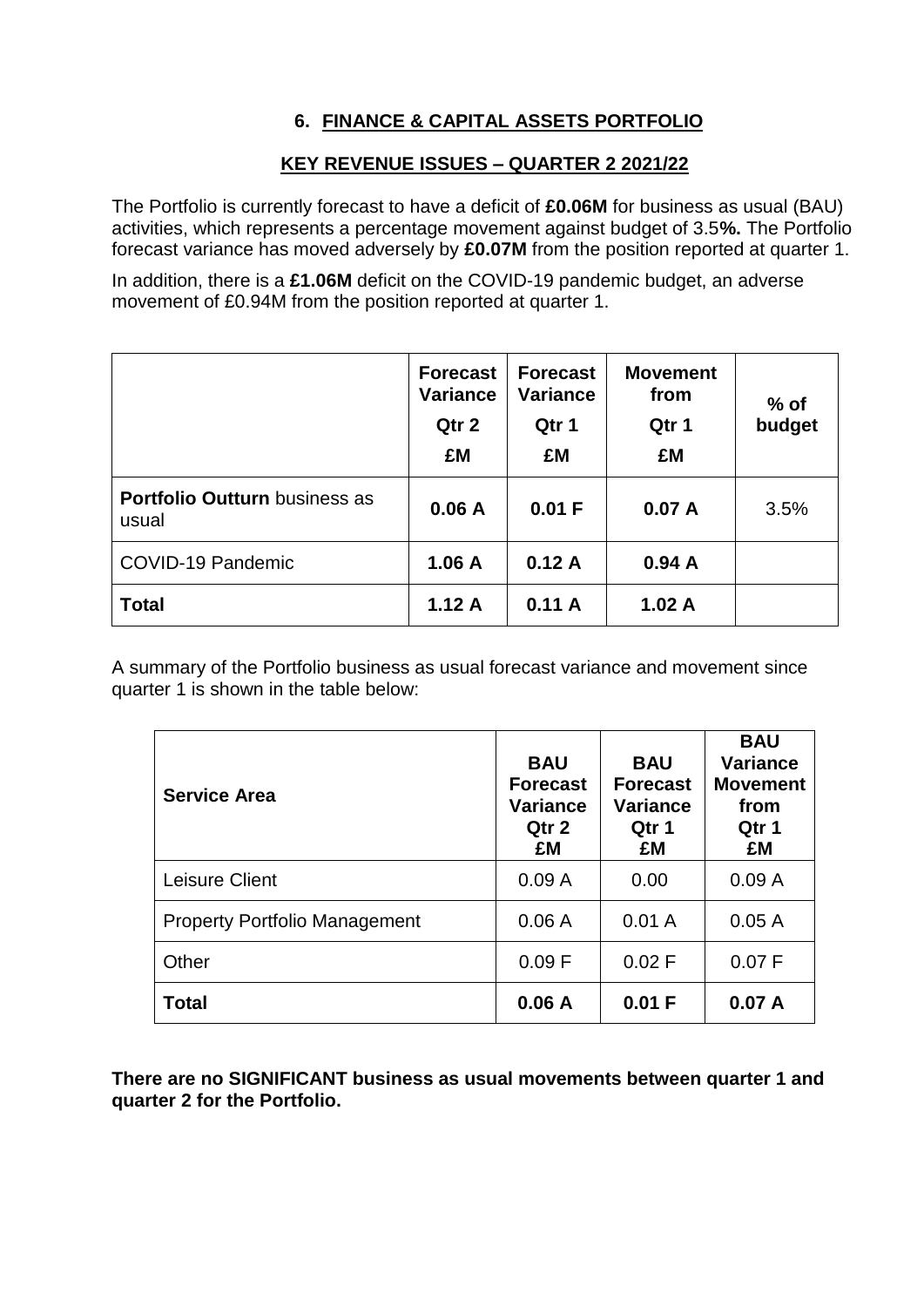## 6. FINANCE & CAPITAL ASSETS PORTFOLIO

### KEY REVENUE ISSUES – QUARTER 2 2021/22

The Portfolio is currently forecast to have a deficit of **£0.06M** for business as usual (BAU) activities, which represents a percentage movement against budget of 3.5**%.** The Portfolio forecast variance has moved adversely by **£0.07M** from the position reported at quarter 1.

In addition, there is a **£1.06M** deficit on the COVID-19 pandemic budget, an adverse movement of £0.94M from the position reported at quarter 1.

| | **Forecast Variance Qtr 2 £M** | **Forecast Variance Qtr 1 £M** | **Movement from Qtr 1 £M** | **% of budget** |
|---|---|---|---|---|
| **Portfolio Outturn** business as usual | **0.06 A** | **0.01 F** | **0.07 A** | 3.5% |
| COVID-19 Pandemic | **1.06 A** | **0.12 A** | **0.94 A** | |
| **Total** | **1.12 A** | **0.11 A** | **1.02 A** | |

A summary of the Portfolio business as usual forecast variance and movement since quarter 1 is shown in the table below:

| **Service Area** | **BAU Forecast Variance Qtr 2 £M** | **BAU Forecast Variance Qtr 1 £M** | **BAU Variance Movement from Qtr 1 £M** |
|---|---|---|---|
| Leisure Client | 0.09 A | 0.00 | 0.09 A |
| Property Portfolio Management | 0.06 A | 0.01 A | 0.05 A |
| Other | 0.09 F | 0.02 F | 0.07 F |
| **Total** | **0.06 A** | **0.01 F** | **0.07 A** |

**There are no SIGNIFICANT business as usual movements between quarter 1 and quarter 2 for the Portfolio.**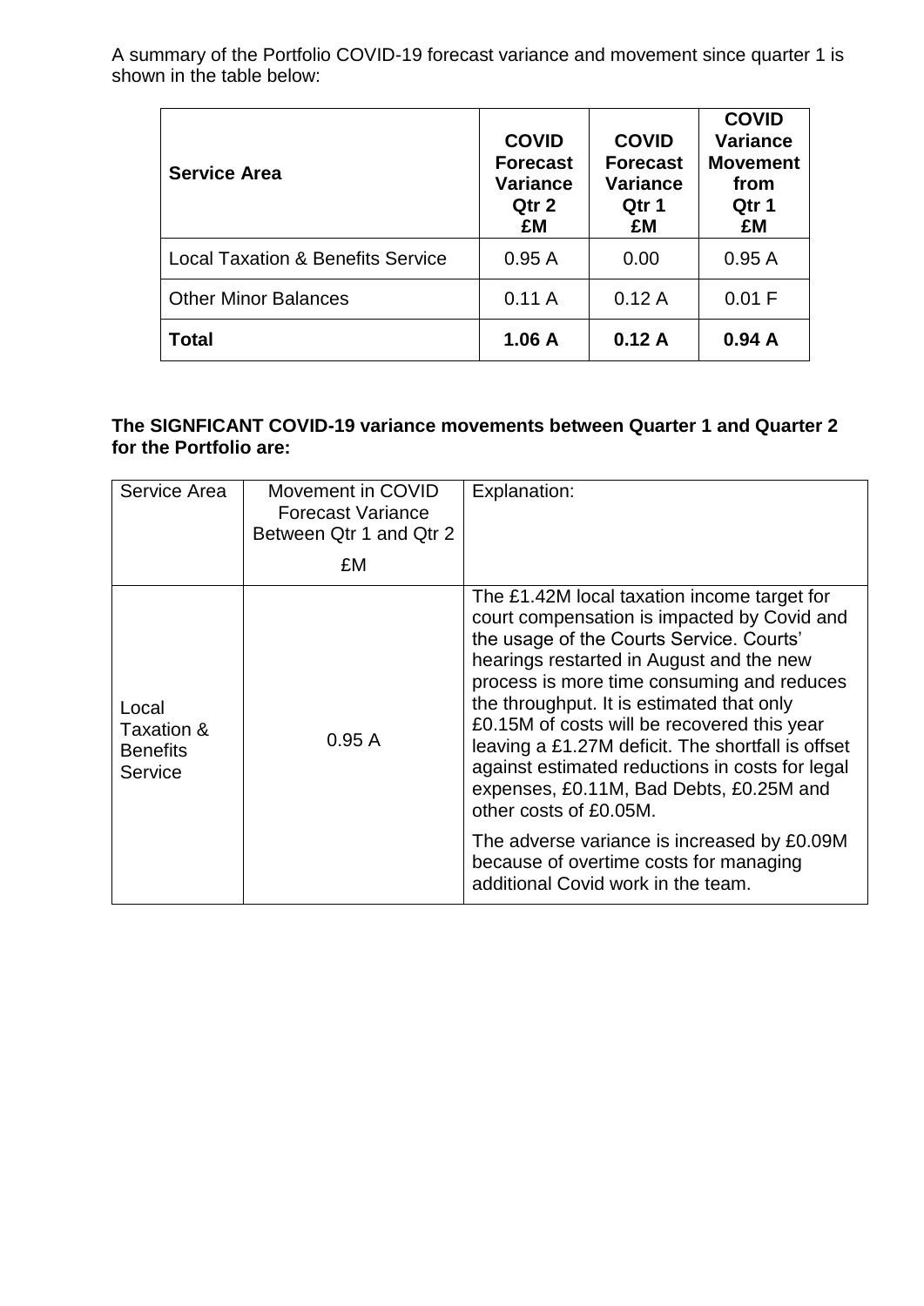A summary of the Portfolio COVID-19 forecast variance and movement since quarter 1 is shown in the table below:

| **Service Area** | **COVID Forecast Variance Qtr 2 £M** | **COVID Forecast Variance Qtr 1 £M** | **COVID Variance Movement from Qtr 1 £M** |
|---|---|---|---|
| Local Taxation & Benefits Service | 0.95 A | 0.00 | 0.95 A |
| Other Minor Balances | 0.11 A | 0.12 A | 0.01 F |
| **Total** | **1.06 A** | **0.12 A** | **0.94 A** |

**The SIGNFICANT COVID-19 variance movements between Quarter 1 and Quarter 2 for the Portfolio are:**

| Service Area | Movement in COVID Forecast Variance Between Qtr 1 and Qtr 2 £M | Explanation: |
|---|---|---|
| Local Taxation & Benefits Service | 0.95 A | The £1.42M local taxation income target for court compensation is impacted by Covid and the usage of the Courts Service. Courts' hearings restarted in August and the new process is more time consuming and reduces the throughput. It is estimated that only £0.15M of costs will be recovered this year leaving a £1.27M deficit. The shortfall is offset against estimated reductions in costs for legal expenses, £0.11M, Bad Debts, £0.25M and other costs of £0.05M. The adverse variance is increased by £0.09M because of overtime costs for managing additional Covid work in the team. |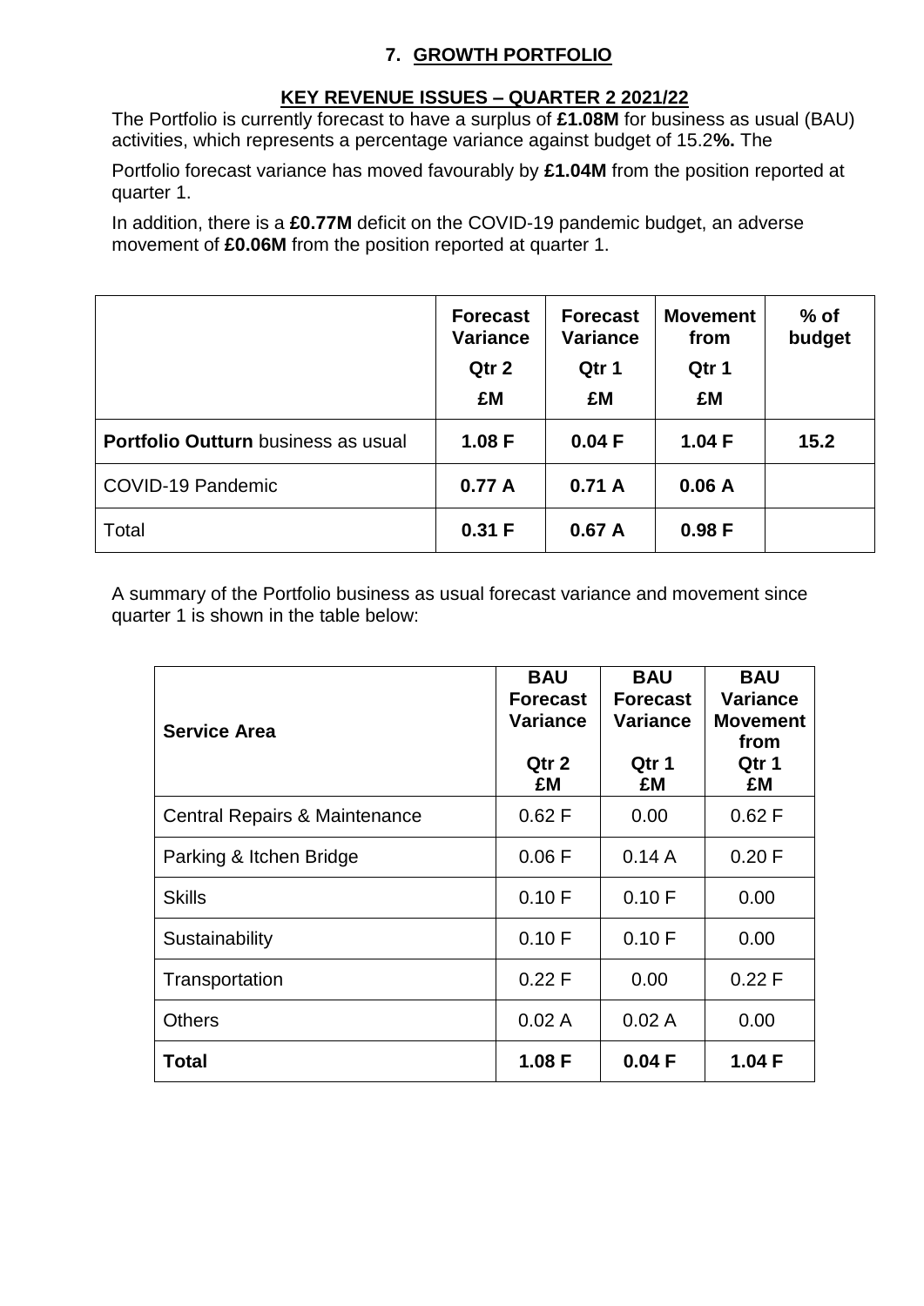## 7. GROWTH PORTFOLIO

### KEY REVENUE ISSUES – QUARTER 2 2021/22

The Portfolio is currently forecast to have a surplus of **£1.08M** for business as usual (BAU) activities, which represents a percentage variance against budget of 15.2**%.** The

Portfolio forecast variance has moved favourably by **£1.04M** from the position reported at quarter 1.

In addition, there is a **£0.77M** deficit on the COVID-19 pandemic budget, an adverse movement of **£0.06M** from the position reported at quarter 1.

| | **Forecast Variance Qtr 2 £M** | **Forecast Variance Qtr 1 £M** | **Movement from Qtr 1 £M** | **% of budget** |
|---|---|---|---|---|
| **Portfolio Outturn** business as usual | **1.08 F** | **0.04 F** | **1.04 F** | **15.2** |
| COVID-19 Pandemic | **0.77 A** | **0.71 A** | **0.06 A** | |
| Total | **0.31 F** | **0.67 A** | **0.98 F** | |

A summary of the Portfolio business as usual forecast variance and movement since quarter 1 is shown in the table below:

| **Service Area** | **BAU Forecast Variance Qtr 2 £M** | **BAU Forecast Variance Qtr 1 £M** | **BAU Variance Movement from Qtr 1 £M** |
|---|---|---|---|
| Central Repairs & Maintenance | 0.62 F | 0.00 | 0.62 F |
| Parking & Itchen Bridge | 0.06 F | 0.14 A | 0.20 F |
| Skills | 0.10 F | 0.10 F | 0.00 |
| Sustainability | 0.10 F | 0.10 F | 0.00 |
| Transportation | 0.22 F | 0.00 | 0.22 F |
| Others | 0.02 A | 0.02 A | 0.00 |
| **Total** | **1.08 F** | **0.04 F** | **1.04 F** |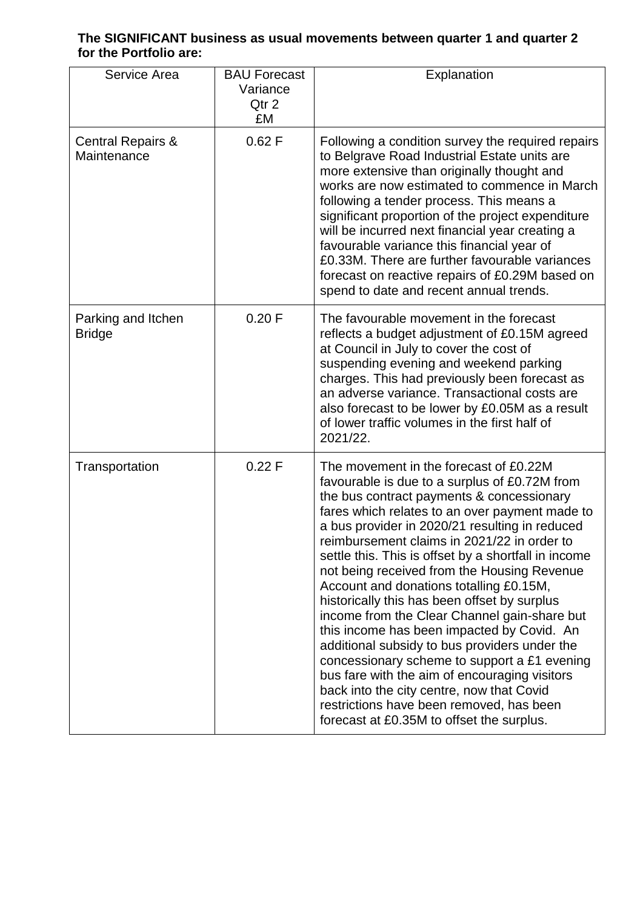**The SIGNIFICANT business as usual movements between quarter 1 and quarter 2 for the Portfolio are:**

| Service Area | BAU Forecast Variance Qtr 2 £M | Explanation |
|---|---|---|
| Central Repairs & Maintenance | 0.62 F | Following a condition survey the required repairs to Belgrave Road Industrial Estate units are more extensive than originally thought and works are now estimated to commence in March following a tender process. This means a significant proportion of the project expenditure will be incurred next financial year creating a favourable variance this financial year of £0.33M. There are further favourable variances forecast on reactive repairs of £0.29M based on spend to date and recent annual trends. |
| Parking and Itchen Bridge | 0.20 F | The favourable movement in the forecast reflects a budget adjustment of £0.15M agreed at Council in July to cover the cost of suspending evening and weekend parking charges. This had previously been forecast as an adverse variance. Transactional costs are also forecast to be lower by £0.05M as a result of lower traffic volumes in the first half of 2021/22. |
| Transportation | 0.22 F | The movement in the forecast of £0.22M favourable is due to a surplus of £0.72M from the bus contract payments & concessionary fares which relates to an over payment made to a bus provider in 2020/21 resulting in reduced reimbursement claims in 2021/22 in order to settle this. This is offset by a shortfall in income not being received from the Housing Revenue Account and donations totalling £0.15M, historically this has been offset by surplus income from the Clear Channel gain-share but this income has been impacted by Covid. An additional subsidy to bus providers under the concessionary scheme to support a £1 evening bus fare with the aim of encouraging visitors back into the city centre, now that Covid restrictions have been removed, has been forecast at £0.35M to offset the surplus. |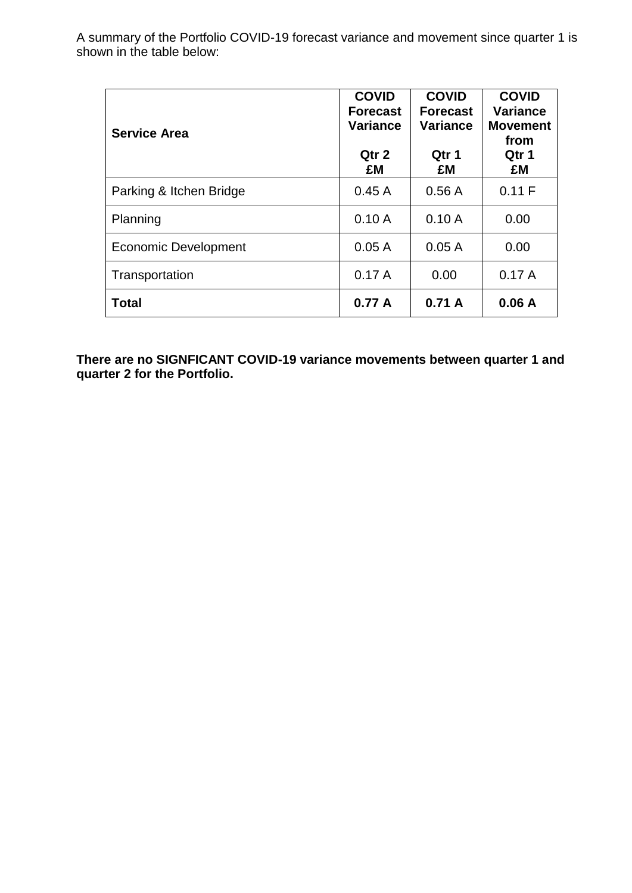A summary of the Portfolio COVID-19 forecast variance and movement since quarter 1 is shown in the table below:

| Service Area | COVID Forecast Variance Qtr 2 £M | COVID Forecast Variance Qtr 1 £M | COVID Variance Movement from Qtr 1 £M |
|---|---|---|---|
| Parking & Itchen Bridge | 0.45 A | 0.56 A | 0.11 F |
| Planning | 0.10 A | 0.10 A | 0.00 |
| Economic Development | 0.05 A | 0.05 A | 0.00 |
| Transportation | 0.17 A | 0.00 | 0.17 A |
| **Total** | **0.77 A** | **0.71 A** | **0.06 A** |

**There are no SIGNFICANT COVID-19 variance movements between quarter 1 and quarter 2 for the Portfolio.**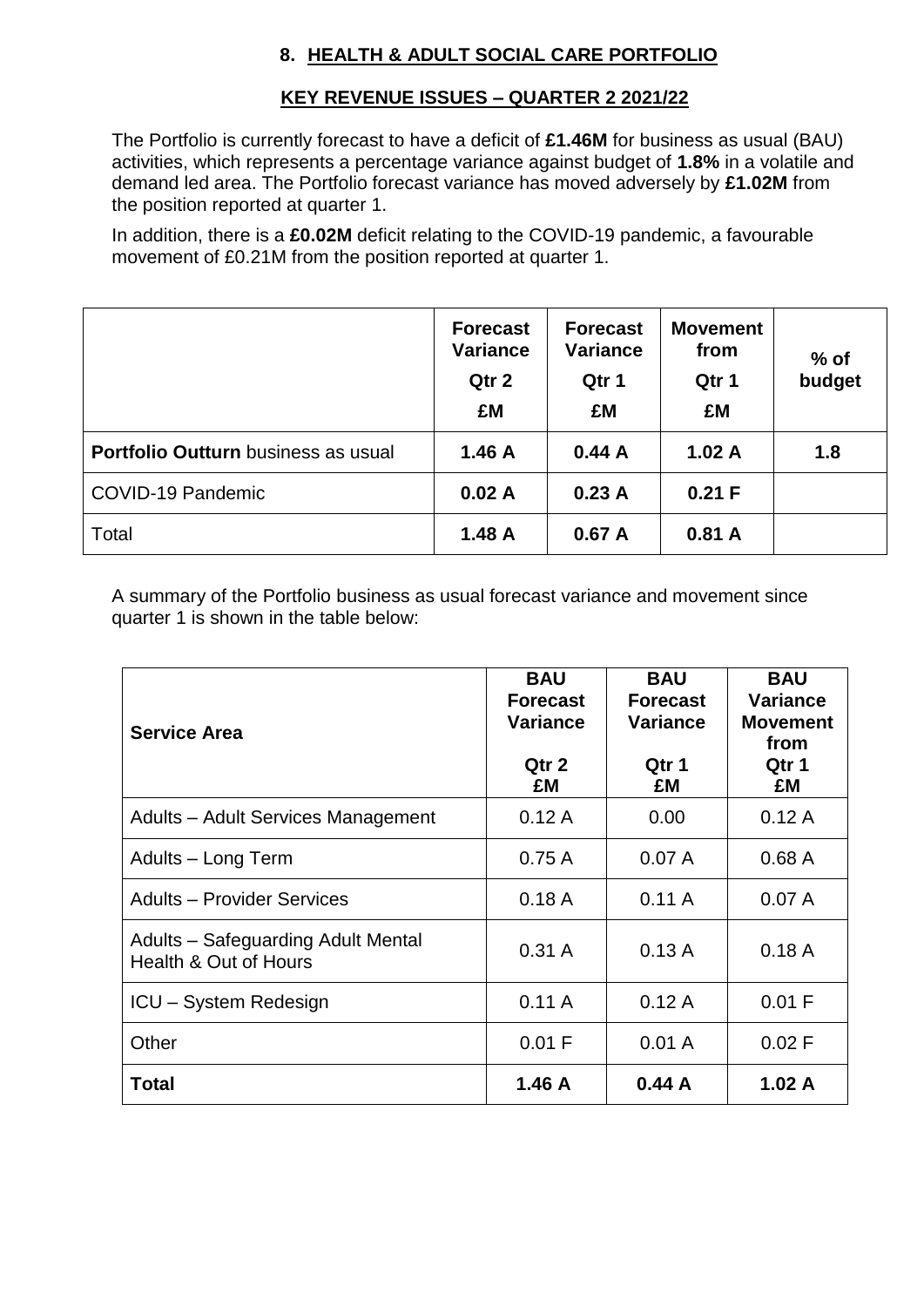## 8. HEALTH & ADULT SOCIAL CARE PORTFOLIO

### KEY REVENUE ISSUES – QUARTER 2 2021/22

The Portfolio is currently forecast to have a deficit of **£1.46M** for business as usual (BAU) activities, which represents a percentage variance against budget of **1.8%** in a volatile and demand led area. The Portfolio forecast variance has moved adversely by **£1.02M** from the position reported at quarter 1.

In addition, there is a **£0.02M** deficit relating to the COVID-19 pandemic, a favourable movement of £0.21M from the position reported at quarter 1.

| | Forecast Variance Qtr 2 £M | Forecast Variance Qtr 1 £M | Movement from Qtr 1 £M | % of budget |
|---|---|---|---|---|
| **Portfolio Outturn** business as usual | **1.46 A** | **0.44 A** | **1.02 A** | **1.8** |
| COVID-19 Pandemic | **0.02 A** | **0.23 A** | **0.21 F** | |
| Total | **1.48 A** | **0.67 A** | **0.81 A** | |

A summary of the Portfolio business as usual forecast variance and movement since quarter 1 is shown in the table below:

| Service Area | BAU Forecast Variance Qtr 2 £M | BAU Forecast Variance Qtr 1 £M | BAU Variance Movement from Qtr 1 £M |
|---|---|---|---|
| Adults – Adult Services Management | 0.12 A | 0.00 | 0.12 A |
| Adults – Long Term | 0.75 A | 0.07 A | 0.68 A |
| Adults – Provider Services | 0.18 A | 0.11 A | 0.07 A |
| Adults – Safeguarding Adult Mental Health & Out of Hours | 0.31 A | 0.13 A | 0.18 A |
| ICU – System Redesign | 0.11 A | 0.12 A | 0.01 F |
| Other | 0.01 F | 0.01 A | 0.02 F |
| **Total** | **1.46 A** | **0.44 A** | **1.02 A** |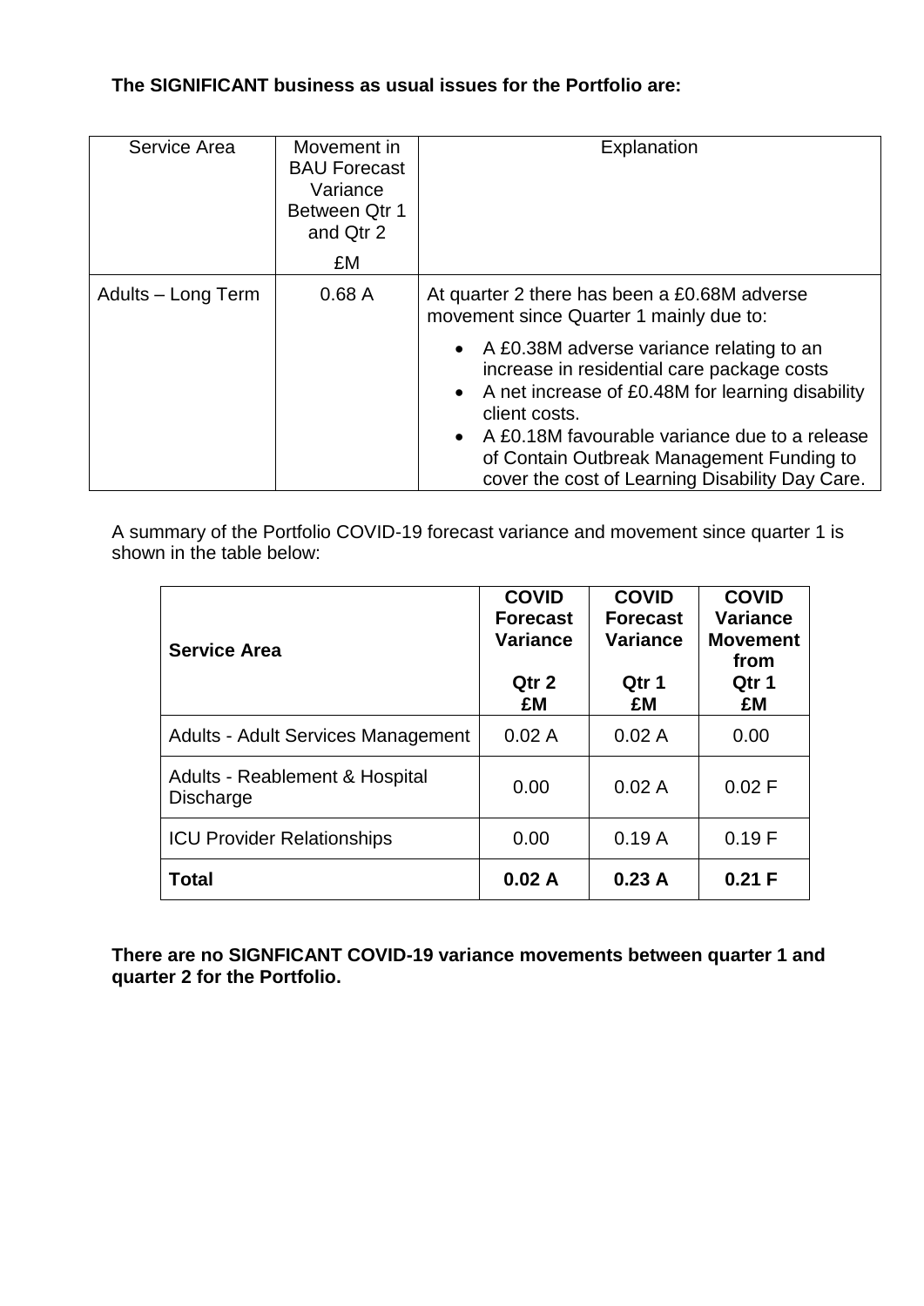**The SIGNIFICANT business as usual issues for the Portfolio are:**

| Service Area | Movement in BAU Forecast Variance Between Qtr 1 and Qtr 2<br><br>£M | Explanation |
|---|---|---|
| Adults – Long Term | 0.68 A | At quarter 2 there has been a £0.68M adverse movement since Quarter 1 mainly due to:<br>• A £0.38M adverse variance relating to an increase in residential care package costs<br>• A net increase of £0.48M for learning disability client costs.<br>• A £0.18M favourable variance due to a release of Contain Outbreak Management Funding to cover the cost of Learning Disability Day Care. |

A summary of the Portfolio COVID-19 forecast variance and movement since quarter 1 is shown in the table below:

| **Service Area** | **COVID Forecast Variance<br><br>Qtr 2<br>£M** | **COVID Forecast Variance<br><br>Qtr 1<br>£M** | **COVID Variance Movement from Qtr 1<br>£M** |
|---|---|---|---|
| Adults - Adult Services Management | 0.02 A | 0.02 A | 0.00 |
| Adults - Reablement & Hospital Discharge | 0.00 | 0.02 A | 0.02 F |
| ICU Provider Relationships | 0.00 | 0.19 A | 0.19 F |
| **Total** | **0.02 A** | **0.23 A** | **0.21 F** |

**There are no SIGNFICANT COVID-19 variance movements between quarter 1 and quarter 2 for the Portfolio.**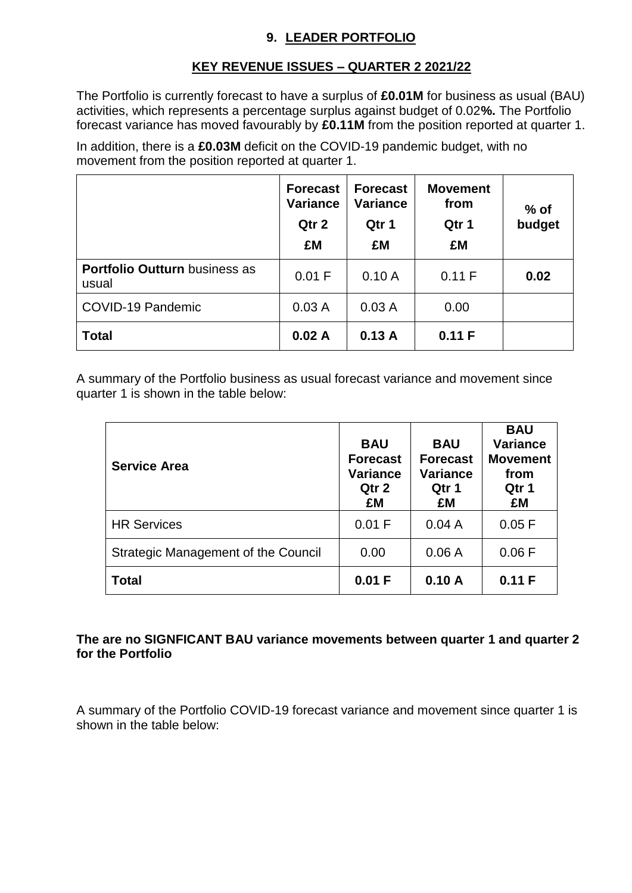## 9. LEADER PORTFOLIO

### KEY REVENUE ISSUES – QUARTER 2 2021/22

The Portfolio is currently forecast to have a surplus of **£0.01M** for business as usual (BAU) activities, which represents a percentage surplus against budget of 0.02**%.** The Portfolio forecast variance has moved favourably by **£0.11M** from the position reported at quarter 1.

In addition, there is a **£0.03M** deficit on the COVID-19 pandemic budget, with no movement from the position reported at quarter 1.

| | **Forecast Variance Qtr 2 £M** | **Forecast Variance Qtr 1 £M** | **Movement from Qtr 1 £M** | **% of budget** |
|---|---|---|---|---|
| **Portfolio Outturn** business as usual | 0.01 F | 0.10 A | 0.11 F | **0.02** |
| COVID-19 Pandemic | 0.03 A | 0.03 A | 0.00 | |
| **Total** | **0.02 A** | **0.13 A** | **0.11 F** | |

A summary of the Portfolio business as usual forecast variance and movement since quarter 1 is shown in the table below:

| **Service Area** | **BAU Forecast Variance Qtr 2 £M** | **BAU Forecast Variance Qtr 1 £M** | **BAU Variance Movement from Qtr 1 £M** |
|---|---|---|---|
| HR Services | 0.01 F | 0.04 A | 0.05 F |
| Strategic Management of the Council | 0.00 | 0.06 A | 0.06 F |
| **Total** | **0.01 F** | **0.10 A** | **0.11 F** |

**The are no SIGNFICANT BAU variance movements between quarter 1 and quarter 2 for the Portfolio**

A summary of the Portfolio COVID-19 forecast variance and movement since quarter 1 is shown in the table below: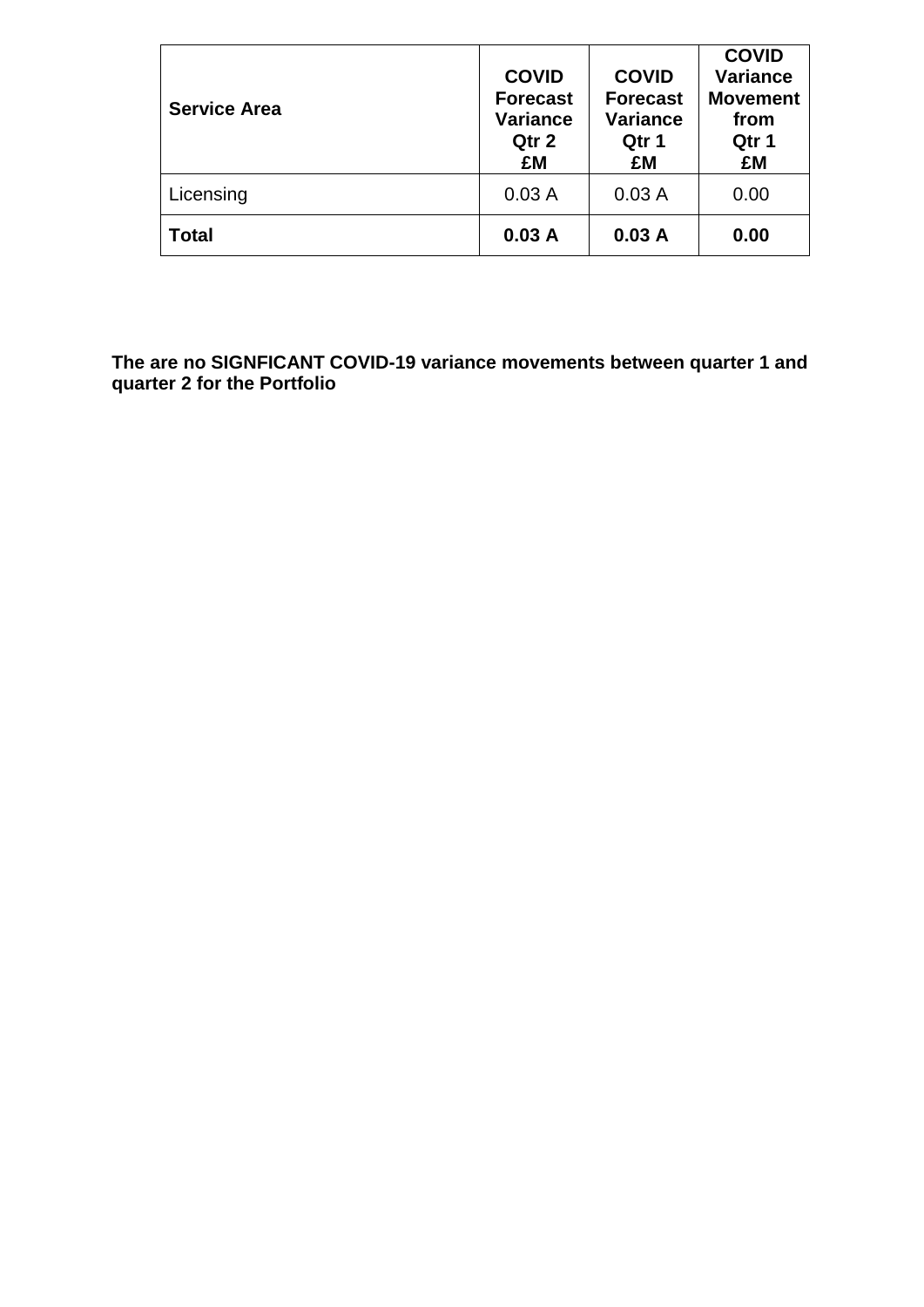| **Service Area** | **COVID Forecast Variance Qtr 2 £M** | **COVID Forecast Variance Qtr 1 £M** | **COVID Variance Movement from Qtr 1 £M** |
| --- | --- | --- | --- |
| Licensing | 0.03 A | 0.03 A | 0.00 |
| **Total** | **0.03 A** | **0.03 A** | **0.00** |

**The are no SIGNFICANT COVID-19 variance movements between quarter 1 and quarter 2 for the Portfolio**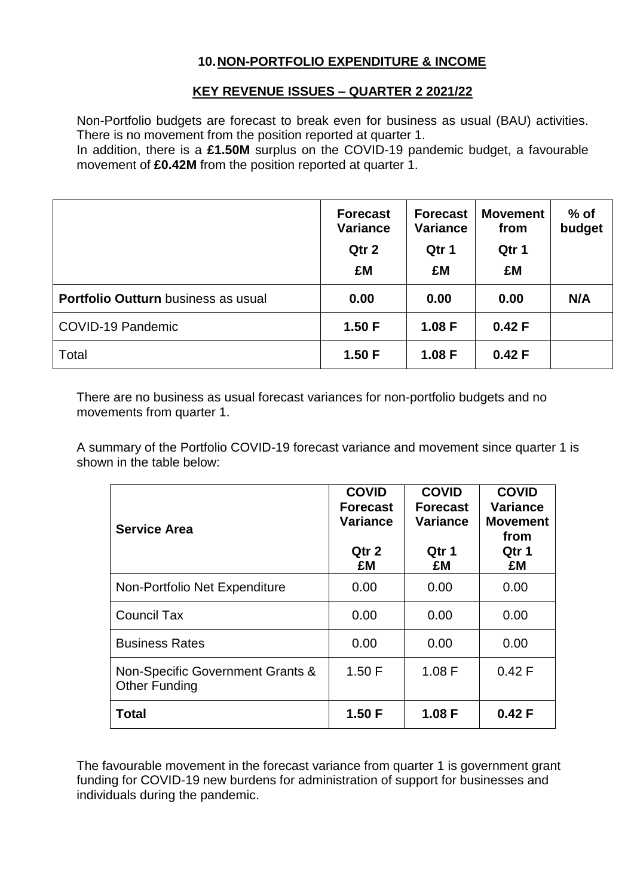## 10. NON-PORTFOLIO EXPENDITURE & INCOME

### KEY REVENUE ISSUES – QUARTER 2 2021/22

Non-Portfolio budgets are forecast to break even for business as usual (BAU) activities. There is no movement from the position reported at quarter 1.
In addition, there is a **£1.50M** surplus on the COVID-19 pandemic budget, a favourable movement of **£0.42M** from the position reported at quarter 1.

| | Forecast Variance Qtr 2 £M | Forecast Variance Qtr 1 £M | Movement from Qtr 1 £M | % of budget |
|---|---|---|---|---|
| **Portfolio Outturn** business as usual | **0.00** | **0.00** | **0.00** | **N/A** |
| COVID-19 Pandemic | **1.50 F** | **1.08 F** | **0.42 F** | |
| Total | **1.50 F** | **1.08 F** | **0.42 F** | |

There are no business as usual forecast variances for non-portfolio budgets and no movements from quarter 1.

A summary of the Portfolio COVID-19 forecast variance and movement since quarter 1 is shown in the table below:

| **Service Area** | **COVID Forecast Variance Qtr 2 £M** | **COVID Forecast Variance Qtr 1 £M** | **COVID Variance Movement from Qtr 1 £M** |
|---|---|---|---|
| Non-Portfolio Net Expenditure | 0.00 | 0.00 | 0.00 |
| Council Tax | 0.00 | 0.00 | 0.00 |
| Business Rates | 0.00 | 0.00 | 0.00 |
| Non-Specific Government Grants & Other Funding | 1.50 F | 1.08 F | 0.42 F |
| **Total** | **1.50 F** | **1.08 F** | **0.42 F** |

The favourable movement in the forecast variance from quarter 1 is government grant funding for COVID-19 new burdens for administration of support for businesses and individuals during the pandemic.